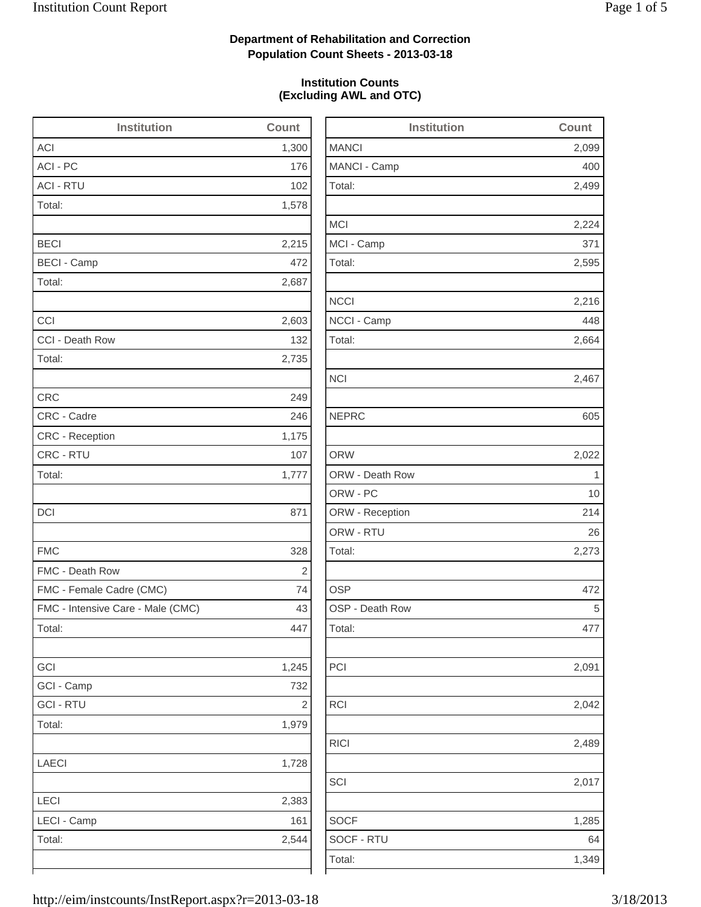**Department of Rehabilitation and Correction**
**Population Count Sheets - 2013-03-18**

**Institution Counts**
**(Excluding AWL and OTC)**

| Institution | Count |
|---|---|
| ACI | 1,300 |
| ACI - PC | 176 |
| ACI - RTU | 102 |
| Total: | 1,578 |
| | |
| BECI | 2,215 |
| BECI - Camp | 472 |
| Total: | 2,687 |
| | |
| CCI | 2,603 |
| CCI - Death Row | 132 |
| Total: | 2,735 |
| | |
| CRC | 249 |
| CRC - Cadre | 246 |
| CRC - Reception | 1,175 |
| CRC - RTU | 107 |
| Total: | 1,777 |
| | |
| DCI | 871 |
| | |
| FMC | 328 |
| FMC - Death Row | 2 |
| FMC - Female Cadre (CMC) | 74 |
| FMC - Intensive Care - Male (CMC) | 43 |
| Total: | 447 |
| | |
| GCI | 1,245 |
| GCI - Camp | 732 |
| GCI - RTU | 2 |
| Total: | 1,979 |
| | |
| LAECI | 1,728 |
| | |
| LECI | 2,383 |
| LECI - Camp | 161 |
| Total: | 2,544 |
| | |

| Institution | Count |
|---|---|
| MANCI | 2,099 |
| MANCI - Camp | 400 |
| Total: | 2,499 |
| | |
| MCI | 2,224 |
| MCI - Camp | 371 |
| Total: | 2,595 |
| | |
| NCCI | 2,216 |
| NCCI - Camp | 448 |
| Total: | 2,664 |
| | |
| NCI | 2,467 |
| | |
| NEPRC | 605 |
| | |
| ORW | 2,022 |
| ORW - Death Row | 1 |
| ORW - PC | 10 |
| ORW - Reception | 214 |
| ORW - RTU | 26 |
| Total: | 2,273 |
| | |
| OSP | 472 |
| OSP - Death Row | 5 |
| Total: | 477 |
| | |
| PCI | 2,091 |
| | |
| RCI | 2,042 |
| | |
| RICI | 2,489 |
| | |
| SCI | 2,017 |
| | |
| SOCF | 1,285 |
| SOCF - RTU | 64 |
| Total: | 1,349 |
| | |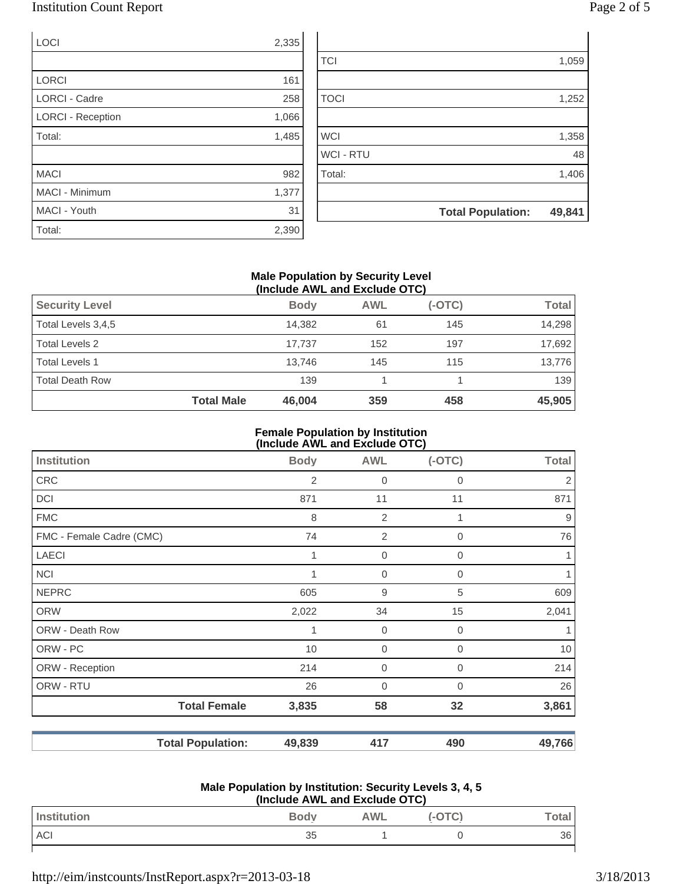| | |
|---|---|
| LOCI | 2,335 |
| | |
| LORCI | 161 |
| LORCI - Cadre | 258 |
| LORCI - Reception | 1,066 |
| Total: | 1,485 |
| | |
| MACI | 982 |
| MACI - Minimum | 1,377 |
| MACI - Youth | 31 |
| Total: | 2,390 |

| | |
|---|---|
| | |
| TCI | 1,059 |
| | |
| TOCI | 1,252 |
| | |
| WCI | 1,358 |
| WCI - RTU | 48 |
| Total: | 1,406 |
| | |
| **Total Population:** | **49,841** |

### Male Population by Security Level (Include AWL and Exclude OTC)

| Security Level | | Body | AWL | (-OTC) | Total |
|---|---|---|---|---|---|
| Total Levels 3,4,5 | | 14,382 | 61 | 145 | 14,298 |
| Total Levels 2 | | 17,737 | 152 | 197 | 17,692 |
| Total Levels 1 | | 13,746 | 145 | 115 | 13,776 |
| Total Death Row | | 139 | 1 | 1 | 139 |
| | **Total Male** | **46,004** | **359** | **458** | **45,905** |

### Female Population by Institution (Include AWL and Exclude OTC)

| Institution | | Body | AWL | (-OTC) | Total |
|---|---|---|---|---|---|
| CRC | | 2 | 0 | 0 | 2 |
| DCI | | 871 | 11 | 11 | 871 |
| FMC | | 8 | 2 | 1 | 9 |
| FMC - Female Cadre (CMC) | | 74 | 2 | 0 | 76 |
| LAECI | | 1 | 0 | 0 | 1 |
| NCI | | 1 | 0 | 0 | 1 |
| NEPRC | | 605 | 9 | 5 | 609 |
| ORW | | 2,022 | 34 | 15 | 2,041 |
| ORW - Death Row | | 1 | 0 | 0 | 1 |
| ORW - PC | | 10 | 0 | 0 | 10 |
| ORW - Reception | | 214 | 0 | 0 | 214 |
| ORW - RTU | | 26 | 0 | 0 | 26 |
| | **Total Female** | **3,835** | **58** | **32** | **3,861** |
| | | | | | |
| | **Total Population:** | **49,839** | **417** | **490** | **49,766** |

### Male Population by Institution: Security Levels 3, 4, 5 (Include AWL and Exclude OTC)

| Institution | Body | AWL | (-OTC) | Total |
|---|---|---|---|---|
| ACI | 35 | 1 | 0 | 36 |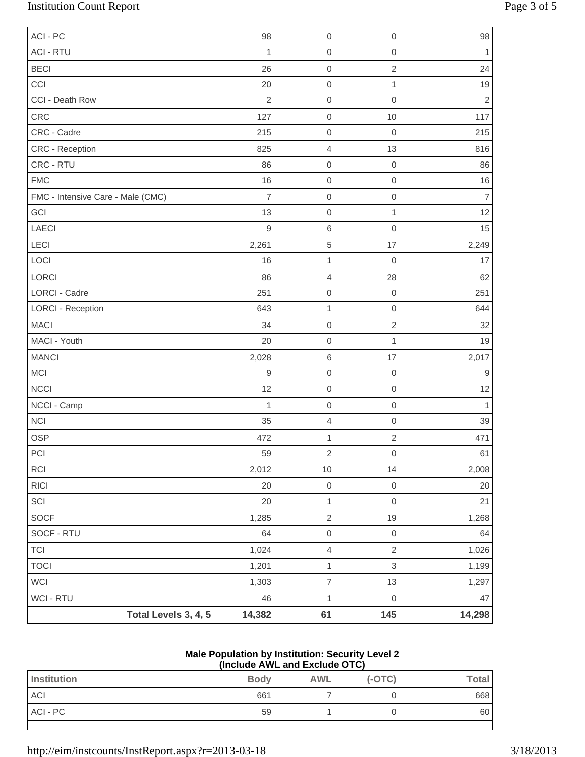| | | | |
|---|---|---|---|
| ACI - PC | 98 | 0 | 0 | 98 |
| ACI - RTU | 1 | 0 | 0 | 1 |
| BECI | 26 | 0 | 2 | 24 |
| CCI | 20 | 0 | 1 | 19 |
| CCI - Death Row | 2 | 0 | 0 | 2 |
| CRC | 127 | 0 | 10 | 117 |
| CRC - Cadre | 215 | 0 | 0 | 215 |
| CRC - Reception | 825 | 4 | 13 | 816 |
| CRC - RTU | 86 | 0 | 0 | 86 |
| FMC | 16 | 0 | 0 | 16 |
| FMC - Intensive Care - Male (CMC) | 7 | 0 | 0 | 7 |
| GCI | 13 | 0 | 1 | 12 |
| LAECI | 9 | 6 | 0 | 15 |
| LECI | 2,261 | 5 | 17 | 2,249 |
| LOCI | 16 | 1 | 0 | 17 |
| LORCI | 86 | 4 | 28 | 62 |
| LORCI - Cadre | 251 | 0 | 0 | 251 |
| LORCI - Reception | 643 | 1 | 0 | 644 |
| MACI | 34 | 0 | 2 | 32 |
| MACI - Youth | 20 | 0 | 1 | 19 |
| MANCI | 2,028 | 6 | 17 | 2,017 |
| MCI | 9 | 0 | 0 | 9 |
| NCCI | 12 | 0 | 0 | 12 |
| NCCI - Camp | 1 | 0 | 0 | 1 |
| NCI | 35 | 4 | 0 | 39 |
| OSP | 472 | 1 | 2 | 471 |
| PCI | 59 | 2 | 0 | 61 |
| RCI | 2,012 | 10 | 14 | 2,008 |
| RICI | 20 | 0 | 0 | 20 |
| SCI | 20 | 1 | 0 | 21 |
| SOCF | 1,285 | 2 | 19 | 1,268 |
| SOCF - RTU | 64 | 0 | 0 | 64 |
| TCI | 1,024 | 4 | 2 | 1,026 |
| TOCI | 1,201 | 1 | 3 | 1,199 |
| WCI | 1,303 | 7 | 13 | 1,297 |
| WCI - RTU | 46 | 1 | 0 | 47 |
| **Total Levels 3, 4, 5** | **14,382** | **61** | **145** | **14,298** |

**Male Population by Institution: Security Level 2**
**(Include AWL and Exclude OTC)**

| Institution | Body | AWL | (-OTC) | Total |
|---|---|---|---|---|
| ACI | 661 | 7 | 0 | 668 |
| ACI - PC | 59 | 1 | 0 | 60 |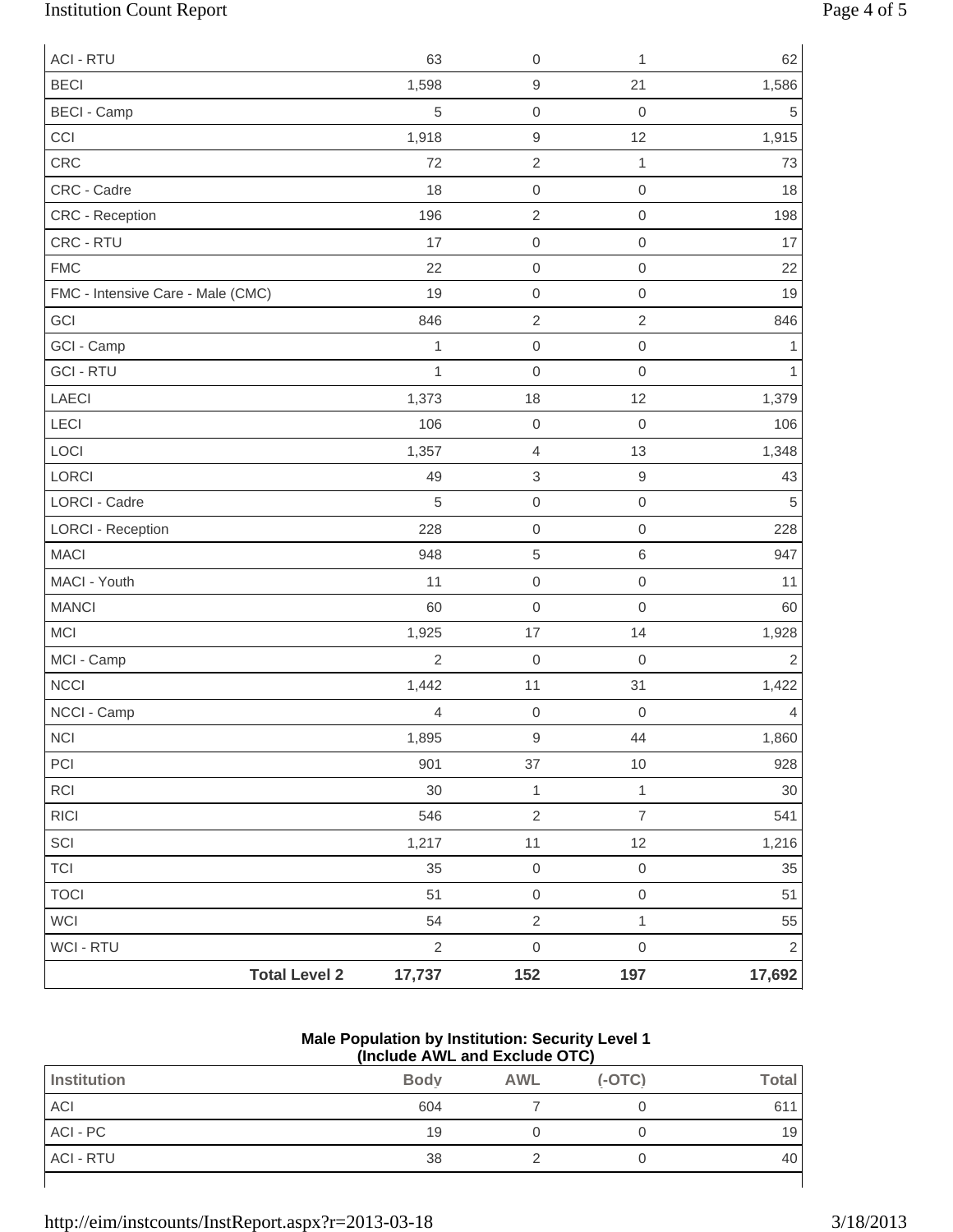| | Body | AWL | (-OTC) | Total |
|---|---|---|---|---|
| ACI - RTU | 63 | 0 | 1 | 62 |
| BECI | 1,598 | 9 | 21 | 1,586 |
| BECI - Camp | 5 | 0 | 0 | 5 |
| CCI | 1,918 | 9 | 12 | 1,915 |
| CRC | 72 | 2 | 1 | 73 |
| CRC - Cadre | 18 | 0 | 0 | 18 |
| CRC - Reception | 196 | 2 | 0 | 198 |
| CRC - RTU | 17 | 0 | 0 | 17 |
| FMC | 22 | 0 | 0 | 22 |
| FMC - Intensive Care - Male (CMC) | 19 | 0 | 0 | 19 |
| GCI | 846 | 2 | 2 | 846 |
| GCI - Camp | 1 | 0 | 0 | 1 |
| GCI - RTU | 1 | 0 | 0 | 1 |
| LAECI | 1,373 | 18 | 12 | 1,379 |
| LECI | 106 | 0 | 0 | 106 |
| LOCI | 1,357 | 4 | 13 | 1,348 |
| LORCI | 49 | 3 | 9 | 43 |
| LORCI - Cadre | 5 | 0 | 0 | 5 |
| LORCI - Reception | 228 | 0 | 0 | 228 |
| MACI | 948 | 5 | 6 | 947 |
| MACI - Youth | 11 | 0 | 0 | 11 |
| MANCI | 60 | 0 | 0 | 60 |
| MCI | 1,925 | 17 | 14 | 1,928 |
| MCI - Camp | 2 | 0 | 0 | 2 |
| NCCI | 1,442 | 11 | 31 | 1,422 |
| NCCI - Camp | 4 | 0 | 0 | 4 |
| NCI | 1,895 | 9 | 44 | 1,860 |
| PCI | 901 | 37 | 10 | 928 |
| RCI | 30 | 1 | 1 | 30 |
| RICI | 546 | 2 | 7 | 541 |
| SCI | 1,217 | 11 | 12 | 1,216 |
| TCI | 35 | 0 | 0 | 35 |
| TOCI | 51 | 0 | 0 | 51 |
| WCI | 54 | 2 | 1 | 55 |
| WCI - RTU | 2 | 0 | 0 | 2 |
| **Total Level 2** | **17,737** | **152** | **197** | **17,692** |

**Male Population by Institution: Security Level 1**
**(Include AWL and Exclude OTC)**

| Institution | Body | AWL | (-OTC) | Total |
|---|---|---|---|---|
| ACI | 604 | 7 | 0 | 611 |
| ACI - PC | 19 | 0 | 0 | 19 |
| ACI - RTU | 38 | 2 | 0 | 40 |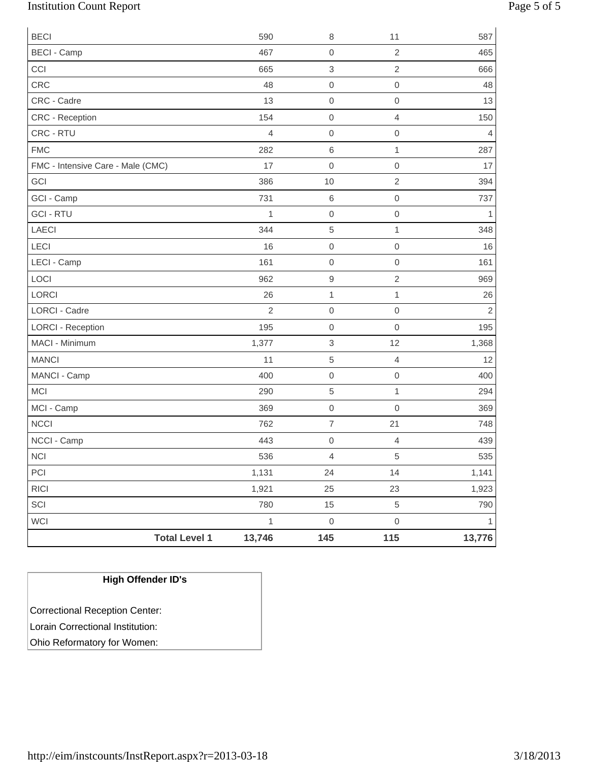| | | | | |
|---|---|---|---|---|
| BECI | 590 | 8 | 11 | 587 |
| BECI - Camp | 467 | 0 | 2 | 465 |
| CCI | 665 | 3 | 2 | 666 |
| CRC | 48 | 0 | 0 | 48 |
| CRC - Cadre | 13 | 0 | 0 | 13 |
| CRC - Reception | 154 | 0 | 4 | 150 |
| CRC - RTU | 4 | 0 | 0 | 4 |
| FMC | 282 | 6 | 1 | 287 |
| FMC - Intensive Care - Male (CMC) | 17 | 0 | 0 | 17 |
| GCI | 386 | 10 | 2 | 394 |
| GCI - Camp | 731 | 6 | 0 | 737 |
| GCI - RTU | 1 | 0 | 0 | 1 |
| LAECI | 344 | 5 | 1 | 348 |
| LECI | 16 | 0 | 0 | 16 |
| LECI - Camp | 161 | 0 | 0 | 161 |
| LOCI | 962 | 9 | 2 | 969 |
| LORCI | 26 | 1 | 1 | 26 |
| LORCI - Cadre | 2 | 0 | 0 | 2 |
| LORCI - Reception | 195 | 0 | 0 | 195 |
| MACI - Minimum | 1,377 | 3 | 12 | 1,368 |
| MANCI | 11 | 5 | 4 | 12 |
| MANCI - Camp | 400 | 0 | 0 | 400 |
| MCI | 290 | 5 | 1 | 294 |
| MCI - Camp | 369 | 0 | 0 | 369 |
| NCCI | 762 | 7 | 21 | 748 |
| NCCI - Camp | 443 | 0 | 4 | 439 |
| NCI | 536 | 4 | 5 | 535 |
| PCI | 1,131 | 24 | 14 | 1,141 |
| RICI | 1,921 | 25 | 23 | 1,923 |
| SCI | 780 | 15 | 5 | 790 |
| WCI | 1 | 0 | 0 | 1 |
| **Total Level 1** | **13,746** | **145** | **115** | **13,776** |

**High Offender ID's**

Correctional Reception Center:

Lorain Correctional Institution:

Ohio Reformatory for Women: